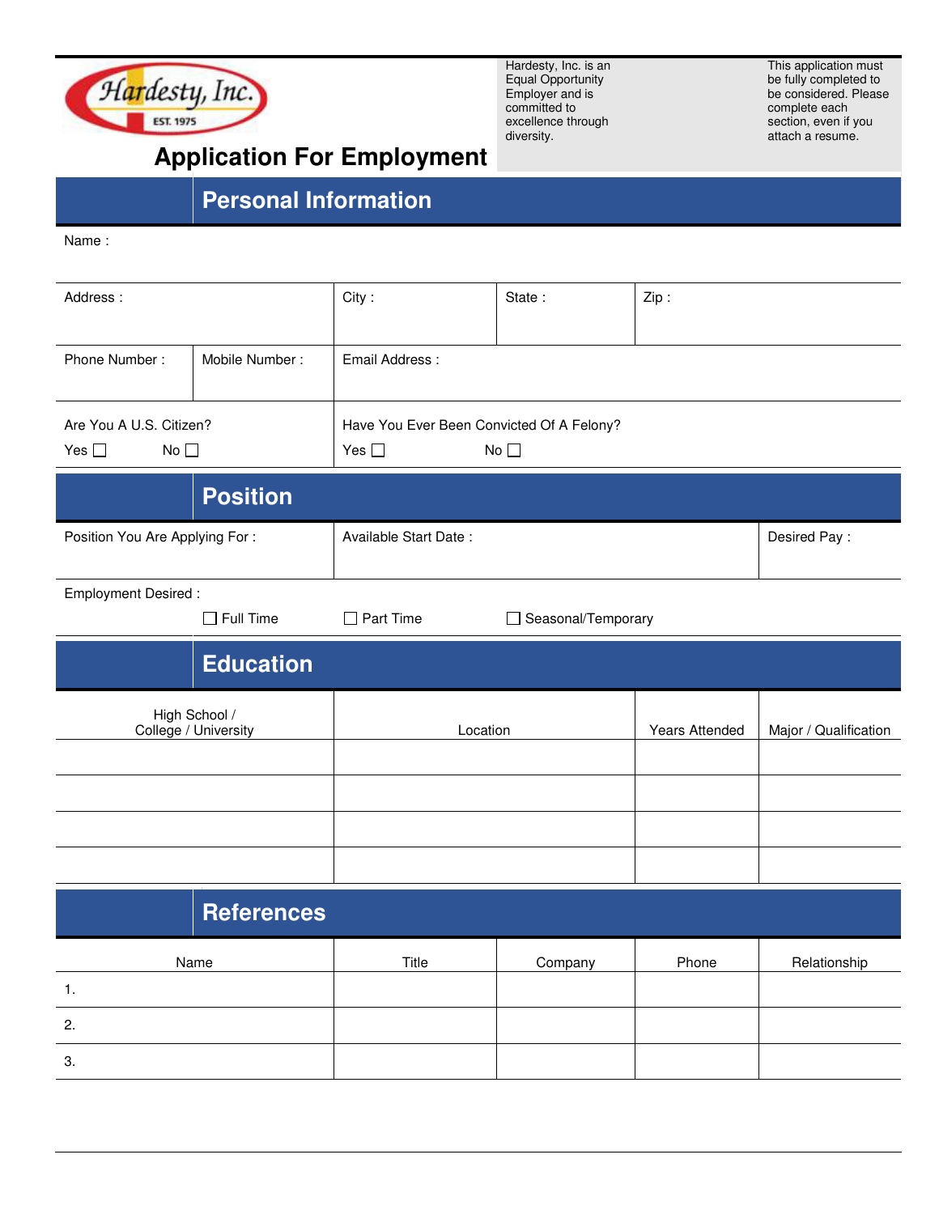Hardesty, Inc. EST. 1975

# Application For Employment

Hardesty, Inc. is an Equal Opportunity Employer and is committed to excellence through diversity.

This application must be fully completed to be considered. Please complete each section, even if you attach a resume.

## Personal Information

Name :

| Address : | | City : | State : | Zip : |
|---|---|---|---|---|
| Phone Number : | Mobile Number : | Email Address : | | |

Are You A U.S. Citizen?
Yes ☐ No ☐

Have You Ever Been Convicted Of A Felony?
Yes ☐ No ☐

## Position

| Position You Are Applying For : | Available Start Date : | Desired Pay : |
|---|---|---|

Employment Desired :
☐ Full Time ☐ Part Time ☐ Seasonal/Temporary

## Education

| High School / College / University | Location | Years Attended | Major / Qualification |
|---|---|---|---|
| | | | |
| | | | |
| | | | |
| | | | |

## References

| Name | Title | Company | Phone | Relationship |
|---|---|---|---|---|
| 1. | | | | |
| 2. | | | | |
| 3. | | | | |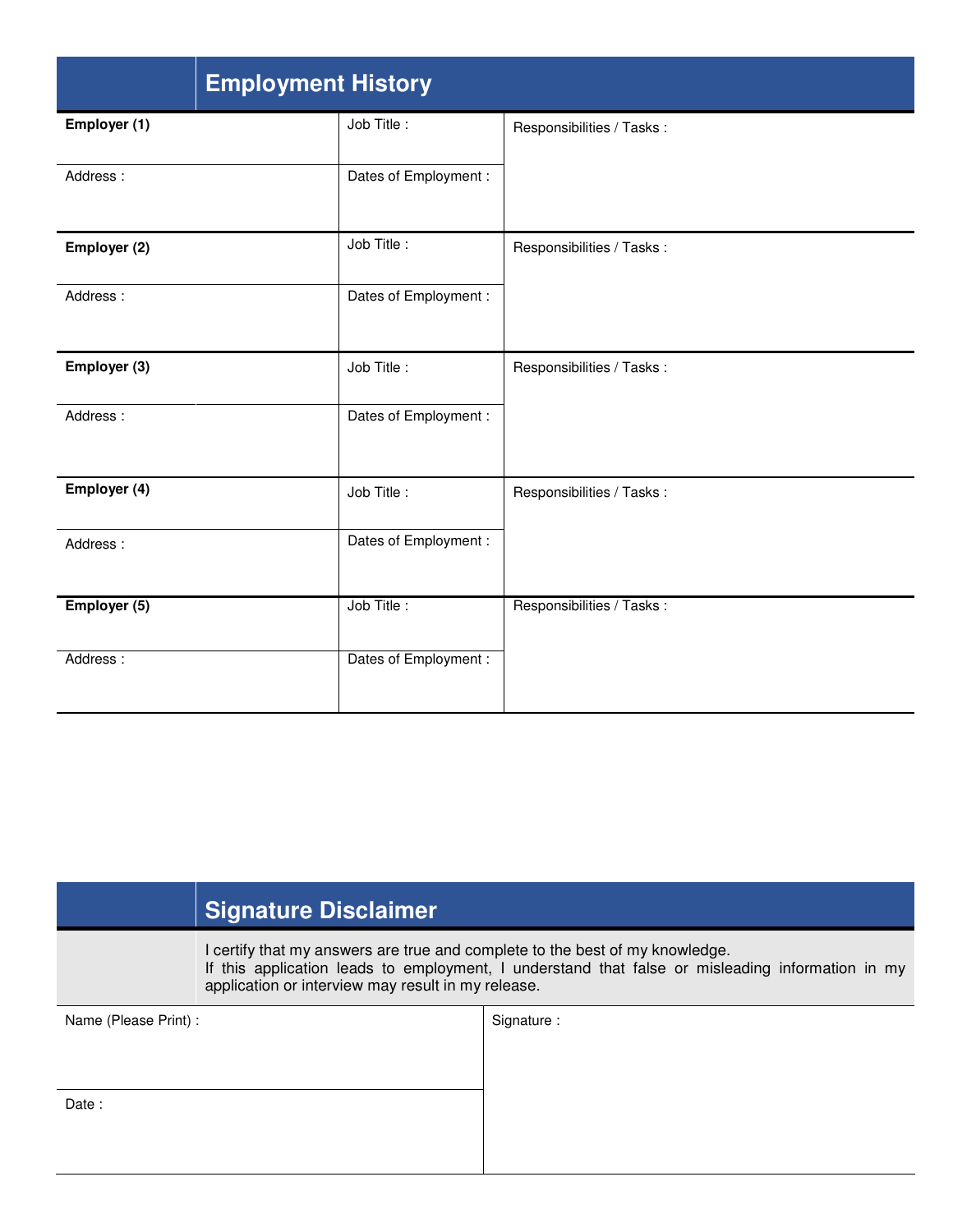## Employment History

| | | |
|---|---|---|
| **Employer (1)** | Job Title : | Responsibilities / Tasks : |
| Address : | Dates of Employment : | |
| **Employer (2)** | Job Title : | Responsibilities / Tasks : |
| Address : | Dates of Employment : | |
| **Employer (3)** | Job Title : | Responsibilities / Tasks : |
| Address : | Dates of Employment : | |
| **Employer (4)** | Job Title : | Responsibilities / Tasks : |
| Address : | Dates of Employment : | |
| **Employer (5)** | Job Title : | Responsibilities / Tasks : |
| Address : | Dates of Employment : | |

## Signature Disclaimer

I certify that my answers are true and complete to the best of my knowledge.
If this application leads to employment, I understand that false or misleading information in my application or interview may result in my release.

| | |
|---|---|
| Name (Please Print) : | Signature : |
| Date : | |